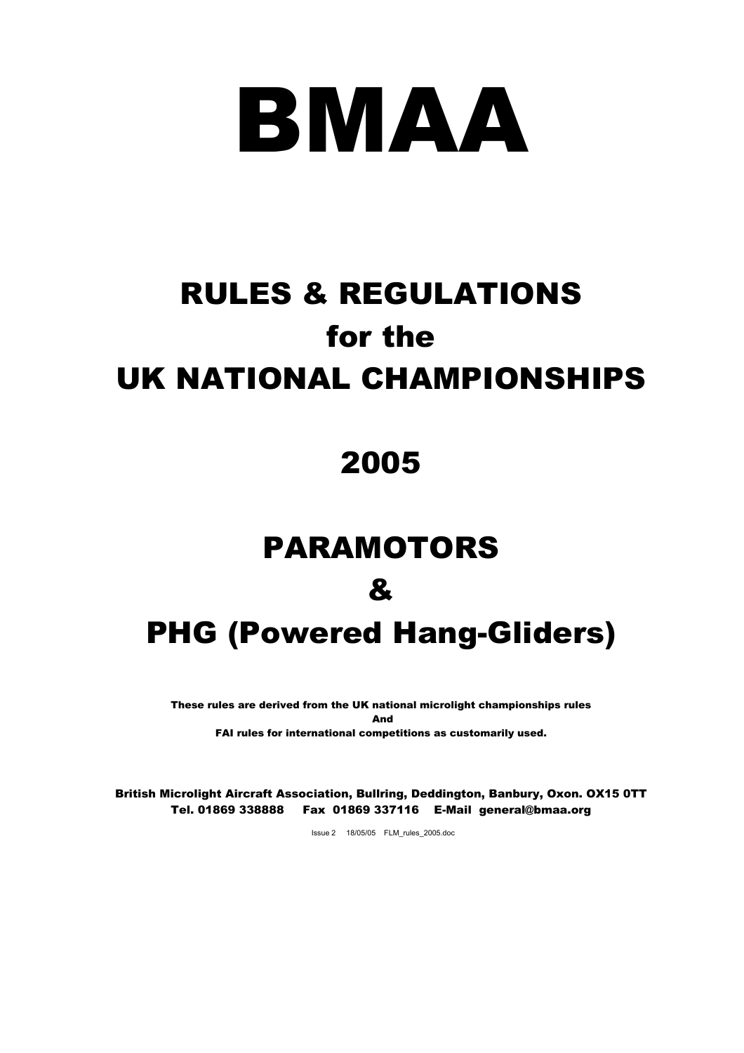# BMAA

## RULES & REGULATIONS for the UK NATIONAL CHAMPIONSHIPS

## 2005

## PARAMOTORS & PHG (Powered Hang-Gliders)

**These rules are derived from the UK national microlight championships rules And FAI rules for international competitions as customarily used.**

**British Microlight Aircraft Association, Bullring, Deddington, Banbury, Oxon. OX15 0TT**
**Tel. 01869 338888 Fax 01869 337116 E-Mail general@bmaa.org**

Issue 2 18/05/05 FLM_rules_2005.doc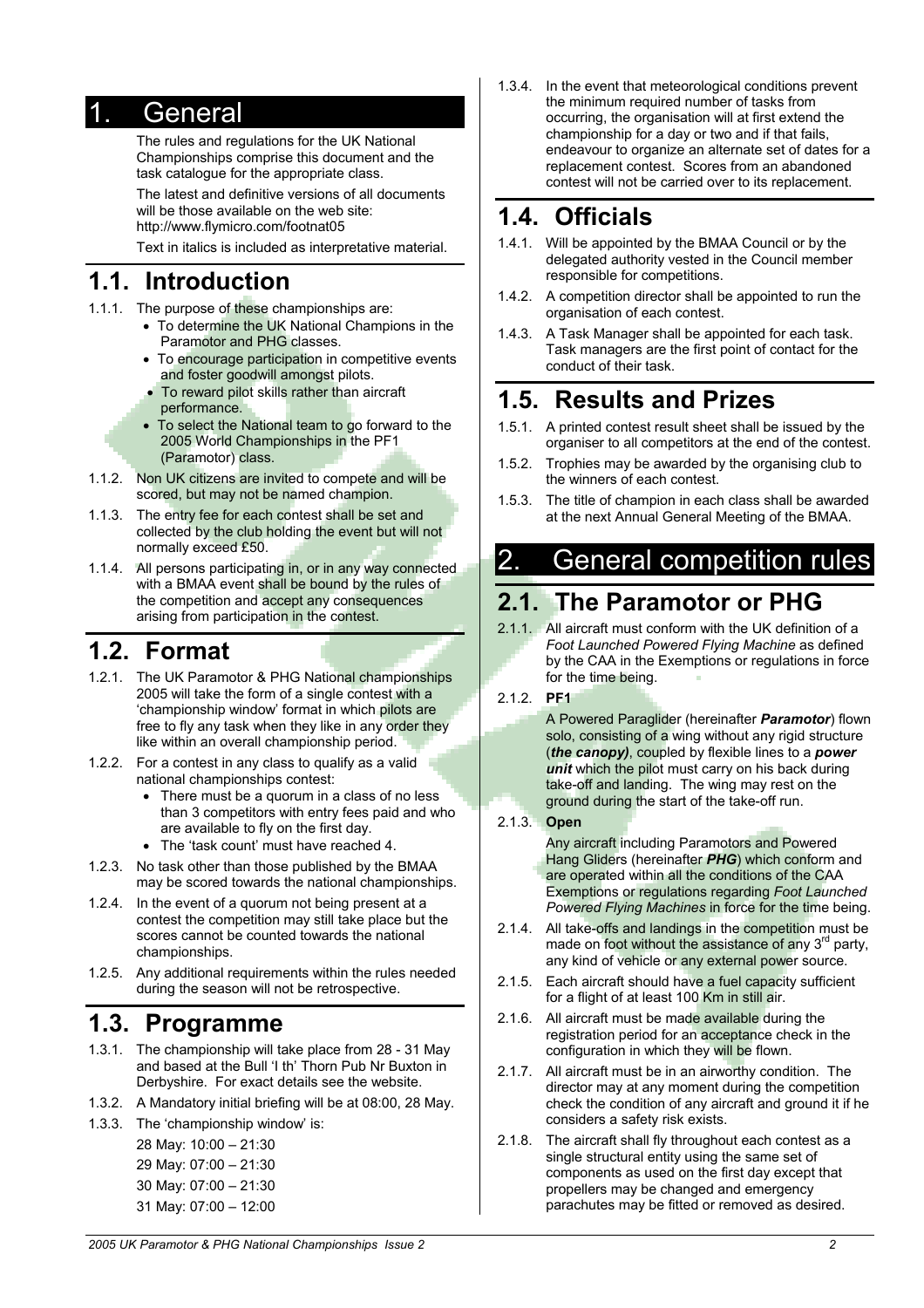# 1. General

The rules and regulations for the UK National Championships comprise this document and the task catalogue for the appropriate class.

The latest and definitive versions of all documents will be those available on the web site: http://www.flymicro.com/footnat05

Text in italics is included as interpretative material.

## 1.1. Introduction

1.1.1. The purpose of these championships are:

- To determine the UK National Champions in the Paramotor and PHG classes.
- To encourage participation in competitive events and foster goodwill amongst pilots.
- To reward pilot skills rather than aircraft performance.
- To select the National team to go forward to the 2005 World Championships in the PF1 (Paramotor) class.

1.1.2. Non UK citizens are invited to compete and will be scored, but may not be named champion.

1.1.3. The entry fee for each contest shall be set and collected by the club holding the event but will not normally exceed £50.

1.1.4. All persons participating in, or in any way connected with a BMAA event shall be bound by the rules of the competition and accept any consequences arising from participation in the contest.

## 1.2. Format

1.2.1. The UK Paramotor & PHG National championships 2005 will take the form of a single contest with a 'championship window' format in which pilots are free to fly any task when they like in any order they like within an overall championship period.

1.2.2. For a contest in any class to qualify as a valid national championships contest:

- There must be a quorum in a class of no less than 3 competitors with entry fees paid and who are available to fly on the first day.
- The 'task count' must have reached 4.

1.2.3. No task other than those published by the BMAA may be scored towards the national championships.

1.2.4. In the event of a quorum not being present at a contest the competition may still take place but the scores cannot be counted towards the national championships.

1.2.5. Any additional requirements within the rules needed during the season will not be retrospective.

## 1.3. Programme

1.3.1. The championship will take place from 28 - 31 May and based at the Bull 'I th' Thorn Pub Nr Buxton in Derbyshire. For exact details see the website.

1.3.2. A Mandatory initial briefing will be at 08:00, 28 May.

1.3.3. The 'championship window' is:

28 May: 10:00 – 21:30

29 May: 07:00 – 21:30

30 May: 07:00 – 21:30

31 May: 07:00 – 12:00

1.3.4. In the event that meteorological conditions prevent the minimum required number of tasks from occurring, the organisation will at first extend the championship for a day or two and if that fails, endeavour to organize an alternate set of dates for a replacement contest. Scores from an abandoned contest will not be carried over to its replacement.

## 1.4. Officials

1.4.1. Will be appointed by the BMAA Council or by the delegated authority vested in the Council member responsible for competitions.

1.4.2. A competition director shall be appointed to run the organisation of each contest.

1.4.3. A Task Manager shall be appointed for each task. Task managers are the first point of contact for the conduct of their task.

## 1.5. Results and Prizes

1.5.1. A printed contest result sheet shall be issued by the organiser to all competitors at the end of the contest.

1.5.2. Trophies may be awarded by the organising club to the winners of each contest.

1.5.3. The title of champion in each class shall be awarded at the next Annual General Meeting of the BMAA.

# 2. General competition rules

## 2.1. The Paramotor or PHG

2.1.1. All aircraft must conform with the UK definition of a *Foot Launched Powered Flying Machine* as defined by the CAA in the Exemptions or regulations in force for the time being.

2.1.2. **PF1**

A Powered Paraglider (hereinafter ***Paramotor***) flown solo, consisting of a wing without any rigid structure (***the canopy***), coupled by flexible lines to a ***power unit*** which the pilot must carry on his back during take-off and landing. The wing may rest on the ground during the start of the take-off run.

2.1.3. **Open**

Any aircraft including Paramotors and Powered Hang Gliders (hereinafter ***PHG***) which conform and are operated within all the conditions of the CAA Exemptions or regulations regarding *Foot Launched Powered Flying Machines* in force for the time being.

2.1.4. All take-offs and landings in the competition must be made on foot without the assistance of any 3rd party, any kind of vehicle or any external power source.

2.1.5. Each aircraft should have a fuel capacity sufficient for a flight of at least 100 Km in still air.

2.1.6. All aircraft must be made available during the registration period for an acceptance check in the configuration in which they will be flown.

2.1.7. All aircraft must be in an airworthy condition. The director may at any moment during the competition check the condition of any aircraft and ground it if he considers a safety risk exists.

2.1.8. The aircraft shall fly throughout each contest as a single structural entity using the same set of components as used on the first day except that propellers may be changed and emergency parachutes may be fitted or removed as desired.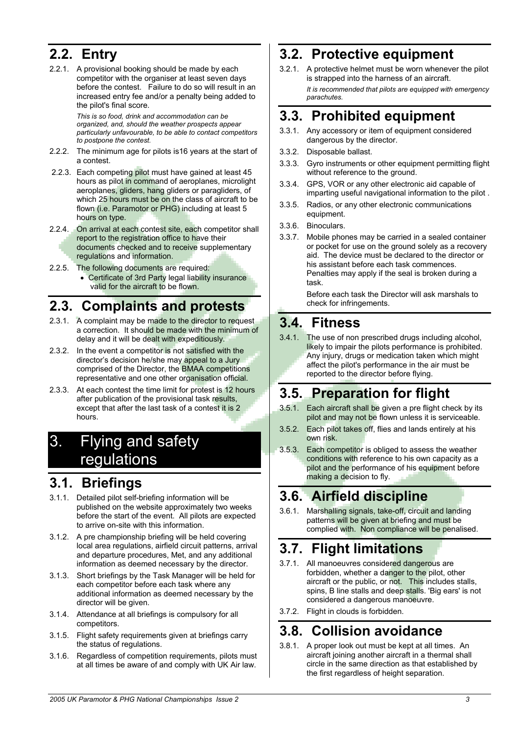## 2.2. Entry

2.2.1. A provisional booking should be made by each competitor with the organiser at least seven days before the contest. Failure to do so will result in an increased entry fee and/or a penalty being added to the pilot's final score.

*This is so food, drink and accommodation can be organized, and, should the weather prospects appear particularly unfavourable, to be able to contact competitors to postpone the contest.*

2.2.2. The minimum age for pilots is16 years at the start of a contest.

2.2.3. Each competing pilot must have gained at least 45 hours as pilot in command of aeroplanes, microlight aeroplanes, gliders, hang gliders or paragliders, of which 25 hours must be on the class of aircraft to be flown (i.e. Paramotor or PHG) including at least 5 hours on type.

2.2.4. On arrival at each contest site, each competitor shall report to the registration office to have their documents checked and to receive supplementary regulations and information.

2.2.5. The following documents are required:

- Certificate of 3rd Party legal liability insurance valid for the aircraft to be flown.

## 2.3. Complaints and protests

2.3.1. A complaint may be made to the director to request a correction. It should be made with the minimum of delay and it will be dealt with expeditiously.

2.3.2. In the event a competitor is not satisfied with the director's decision he/she may appeal to a Jury comprised of the Director, the BMAA competitions representative and one other organisation official.

2.3.3. At each contest the time limit for protest is 12 hours after publication of the provisional task results, except that after the last task of a contest it is 2 hours.

# 3. Flying and safety regulations

## 3.1. Briefings

3.1.1. Detailed pilot self-briefing information will be published on the website approximately two weeks before the start of the event. All pilots are expected to arrive on-site with this information.

3.1.2. A pre championship briefing will be held covering local area regulations, airfield circuit patterns, arrival and departure procedures, Met, and any additional information as deemed necessary by the director.

3.1.3. Short briefings by the Task Manager will be held for each competitor before each task where any additional information as deemed necessary by the director will be given.

3.1.4. Attendance at all briefings is compulsory for all competitors.

3.1.5. Flight safety requirements given at briefings carry the status of regulations.

3.1.6. Regardless of competition requirements, pilots must at all times be aware of and comply with UK Air law.

## 3.2. Protective equipment

3.2.1. A protective helmet must be worn whenever the pilot is strapped into the harness of an aircraft.

*It is recommended that pilots are equipped with emergency parachutes.*

## 3.3. Prohibited equipment

3.3.1. Any accessory or item of equipment considered dangerous by the director.

3.3.2. Disposable ballast.

3.3.3. Gyro instruments or other equipment permitting flight without reference to the ground.

3.3.4. GPS, VOR or any other electronic aid capable of imparting useful navigational information to the pilot .

3.3.5. Radios, or any other electronic communications equipment.

3.3.6. Binoculars.

3.3.7. Mobile phones may be carried in a sealed container or pocket for use on the ground solely as a recovery aid. The device must be declared to the director or his assistant before each task commences. Penalties may apply if the seal is broken during a task.

Before each task the Director will ask marshals to check for infringements.

## 3.4. Fitness

3.4.1. The use of non prescribed drugs including alcohol, likely to impair the pilots performance is prohibited. Any injury, drugs or medication taken which might affect the pilot's performance in the air must be reported to the director before flying.

## 3.5. Preparation for flight

3.5.1. Each aircraft shall be given a pre flight check by its pilot and may not be flown unless it is serviceable.

3.5.2. Each pilot takes off, flies and lands entirely at his own risk.

3.5.3. Each competitor is obliged to assess the weather conditions with reference to his own capacity as a pilot and the performance of his equipment before making a decision to fly.

## 3.6. Airfield discipline

3.6.1. Marshalling signals, take-off, circuit and landing patterns will be given at briefing and must be complied with. Non compliance will be penalised.

## 3.7. Flight limitations

3.7.1. All manoeuvres considered dangerous are forbidden, whether a danger to the pilot, other aircraft or the public, or not. This includes stalls, spins, B line stalls and deep stalls. 'Big ears' is not considered a dangerous manoeuvre.

3.7.2. Flight in clouds is forbidden.

## 3.8. Collision avoidance

3.8.1. A proper look out must be kept at all times. An aircraft joining another aircraft in a thermal shall circle in the same direction as that established by the first regardless of height separation.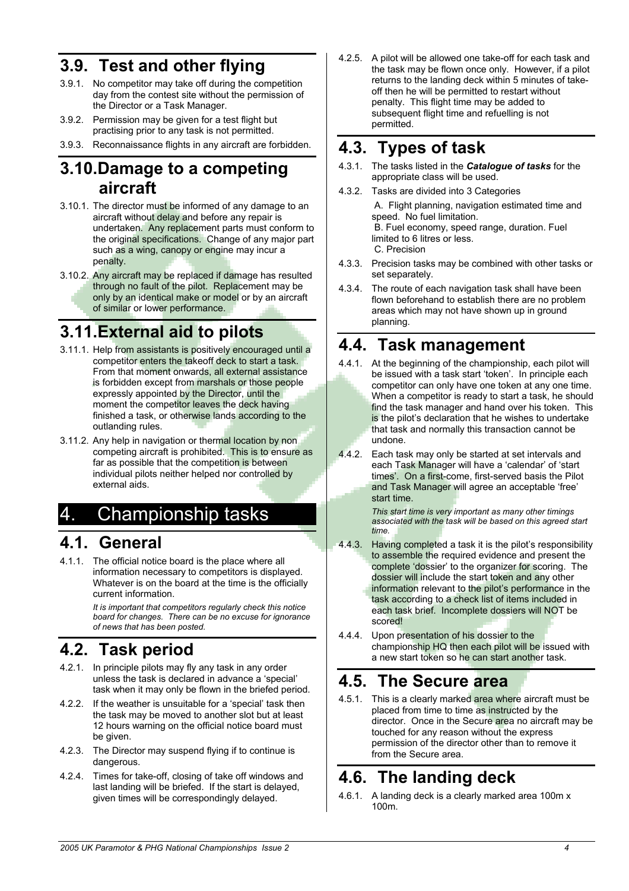## 3.9. Test and other flying

3.9.1. No competitor may take off during the competition day from the contest site without the permission of the Director or a Task Manager.

3.9.2. Permission may be given for a test flight but practising prior to any task is not permitted.

3.9.3. Reconnaissance flights in any aircraft are forbidden.

## 3.10. Damage to a competing aircraft

3.10.1. The director must be informed of any damage to an aircraft without delay and before any repair is undertaken. Any replacement parts must conform to the original specifications. Change of any major part such as a wing, canopy or engine may incur a penalty.

3.10.2. Any aircraft may be replaced if damage has resulted through no fault of the pilot. Replacement may be only by an identical make or model or by an aircraft of similar or lower performance.

## 3.11. External aid to pilots

3.11.1. Help from assistants is positively encouraged until a competitor enters the takeoff deck to start a task. From that moment onwards, all external assistance is forbidden except from marshals or those people expressly appointed by the Director, until the moment the competitor leaves the deck having finished a task, or otherwise lands according to the outlanding rules.

3.11.2. Any help in navigation or thermal location by non competing aircraft is prohibited. This is to ensure as far as possible that the competition is between individual pilots neither helped nor controlled by external aids.

# 4. Championship tasks

## 4.1. General

4.1.1. The official notice board is the place where all information necessary to competitors is displayed. Whatever is on the board at the time is the officially current information.

*It is important that competitors regularly check this notice board for changes. There can be no excuse for ignorance of news that has been posted.*

## 4.2. Task period

4.2.1. In principle pilots may fly any task in any order unless the task is declared in advance a 'special' task when it may only be flown in the briefed period.

4.2.2. If the weather is unsuitable for a 'special' task then the task may be moved to another slot but at least 12 hours warning on the official notice board must be given.

4.2.3. The Director may suspend flying if to continue is dangerous.

4.2.4. Times for take-off, closing of take off windows and last landing will be briefed. If the start is delayed, given times will be correspondingly delayed.

4.2.5. A pilot will be allowed one take-off for each task and the task may be flown once only. However, if a pilot returns to the landing deck within 5 minutes of take-off then he will be permitted to restart without penalty. This flight time may be added to subsequent flight time and refuelling is not permitted.

## 4.3. Types of task

4.3.1. The tasks listed in the ***Catalogue of tasks*** for the appropriate class will be used.

4.3.2. Tasks are divided into 3 Categories

A. Flight planning, navigation estimated time and speed. No fuel limitation.
B. Fuel economy, speed range, duration. Fuel limited to 6 litres or less.
C. Precision

4.3.3. Precision tasks may be combined with other tasks or set separately.

4.3.4. The route of each navigation task shall have been flown beforehand to establish there are no problem areas which may not have shown up in ground planning.

## 4.4. Task management

4.4.1. At the beginning of the championship, each pilot will be issued with a task start 'token'. In principle each competitor can only have one token at any one time. When a competitor is ready to start a task, he should find the task manager and hand over his token. This is the pilot's declaration that he wishes to undertake that task and normally this transaction cannot be undone.

4.4.2. Each task may only be started at set intervals and each Task Manager will have a 'calendar' of 'start times'. On a first-come, first-served basis the Pilot and Task Manager will agree an acceptable 'free' start time.

*This start time is very important as many other timings associated with the task will be based on this agreed start time.*

4.4.3. Having completed a task it is the pilot's responsibility to assemble the required evidence and present the complete 'dossier' to the organizer for scoring. The dossier will include the start token and any other information relevant to the pilot's performance in the task according to a check list of items included in each task brief. Incomplete dossiers will NOT be scored!

4.4.4. Upon presentation of his dossier to the championship HQ then each pilot will be issued with a new start token so he can start another task.

## 4.5. The Secure area

4.5.1. This is a clearly marked area where aircraft must be placed from time to time as instructed by the director. Once in the Secure area no aircraft may be touched for any reason without the express permission of the director other than to remove it from the Secure area.

## 4.6. The landing deck

4.6.1. A landing deck is a clearly marked area 100m x 100m.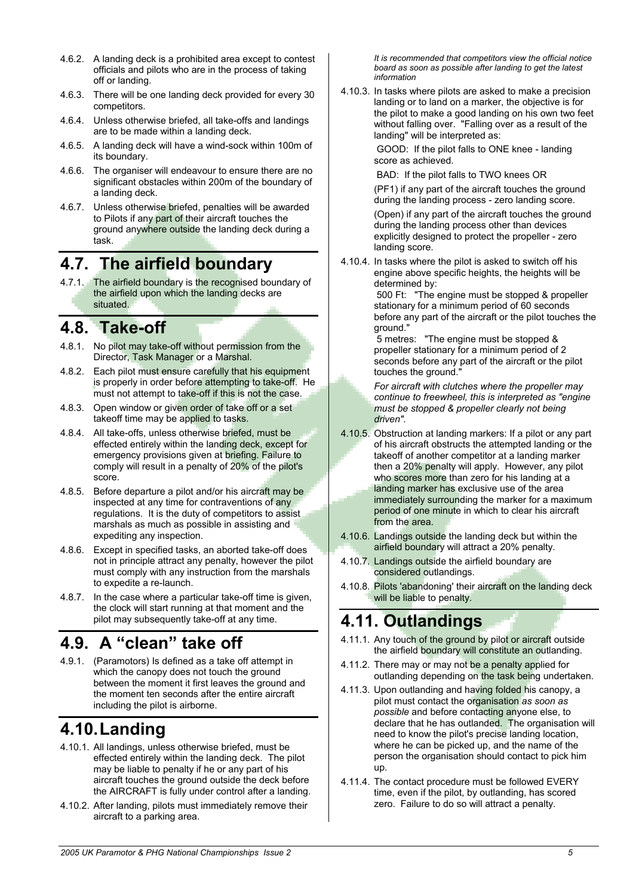4.6.2. A landing deck is a prohibited area except to contest officials and pilots who are in the process of taking off or landing.

4.6.3. There will be one landing deck provided for every 30 competitors.

4.6.4. Unless otherwise briefed, all take-offs and landings are to be made within a landing deck.

4.6.5. A landing deck will have a wind-sock within 100m of its boundary.

4.6.6. The organiser will endeavour to ensure there are no significant obstacles within 200m of the boundary of a landing deck.

4.6.7. Unless otherwise briefed, penalties will be awarded to Pilots if any part of their aircraft touches the ground anywhere outside the landing deck during a task.

## 4.7. The airfield boundary

4.7.1. The airfield boundary is the recognised boundary of the airfield upon which the landing decks are situated.

## 4.8. Take-off

4.8.1. No pilot may take-off without permission from the Director, Task Manager or a Marshal.

4.8.2. Each pilot must ensure carefully that his equipment is properly in order before attempting to take-off. He must not attempt to take-off if this is not the case.

4.8.3. Open window or given order of take off or a set takeoff time may be applied to tasks.

4.8.4. All take-offs, unless otherwise briefed, must be effected entirely within the landing deck, except for emergency provisions given at briefing. Failure to comply will result in a penalty of 20% of the pilot's score.

4.8.5. Before departure a pilot and/or his aircraft may be inspected at any time for contraventions of any regulations. It is the duty of competitors to assist marshals as much as possible in assisting and expediting any inspection.

4.8.6. Except in specified tasks, an aborted take-off does not in principle attract any penalty, however the pilot must comply with any instruction from the marshals to expedite a re-launch.

4.8.7. In the case where a particular take-off time is given, the clock will start running at that moment and the pilot may subsequently take-off at any time.

## 4.9. A "clean" take off

4.9.1. (Paramotors) Is defined as a take off attempt in which the canopy does not touch the ground between the moment it first leaves the ground and the moment ten seconds after the entire aircraft including the pilot is airborne.

## 4.10. Landing

4.10.1. All landings, unless otherwise briefed, must be effected entirely within the landing deck. The pilot may be liable to penalty if he or any part of his aircraft touches the ground outside the deck before the AIRCRAFT is fully under control after a landing.

4.10.2. After landing, pilots must immediately remove their aircraft to a parking area.

*It is recommended that competitors view the official notice board as soon as possible after landing to get the latest information*

4.10.3. In tasks where pilots are asked to make a precision landing or to land on a marker, the objective is for the pilot to make a good landing on his own two feet without falling over. "Falling over as a result of the landing" will be interpreted as:

GOOD: If the pilot falls to ONE knee - landing score as achieved.

BAD: If the pilot falls to TWO knees OR

(PF1) if any part of the aircraft touches the ground during the landing process - zero landing score.

(Open) if any part of the aircraft touches the ground during the landing process other than devices explicitly designed to protect the propeller - zero landing score.

4.10.4. In tasks where the pilot is asked to switch off his engine above specific heights, the heights will be determined by:

500 Ft: "The engine must be stopped & propeller stationary for a minimum period of 60 seconds before any part of the aircraft or the pilot touches the ground."

5 metres: "The engine must be stopped & propeller stationary for a minimum period of 2 seconds before any part of the aircraft or the pilot touches the ground."

*For aircraft with clutches where the propeller may continue to freewheel, this is interpreted as "engine must be stopped & propeller clearly not being driven".*

4.10.5. Obstruction at landing markers: If a pilot or any part of his aircraft obstructs the attempted landing or the takeoff of another competitor at a landing marker then a 20% penalty will apply. However, any pilot who scores more than zero for his landing at a landing marker has exclusive use of the area immediately surrounding the marker for a maximum period of one minute in which to clear his aircraft from the area.

4.10.6. Landings outside the landing deck but within the airfield boundary will attract a 20% penalty.

4.10.7. Landings outside the airfield boundary are considered outlandings.

4.10.8. Pilots 'abandoning' their aircraft on the landing deck will be liable to penalty.

## 4.11. Outlandings

4.11.1. Any touch of the ground by pilot or aircraft outside the airfield boundary will constitute an outlanding.

4.11.2. There may or may not be a penalty applied for outlanding depending on the task being undertaken.

4.11.3. Upon outlanding and having folded his canopy, a pilot must contact the organisation *as soon as possible* and before contacting anyone else, to declare that he has outlanded. The organisation will need to know the pilot's precise landing location, where he can be picked up, and the name of the person the organisation should contact to pick him up.

4.11.4. The contact procedure must be followed EVERY time, even if the pilot, by outlanding, has scored zero. Failure to do so will attract a penalty.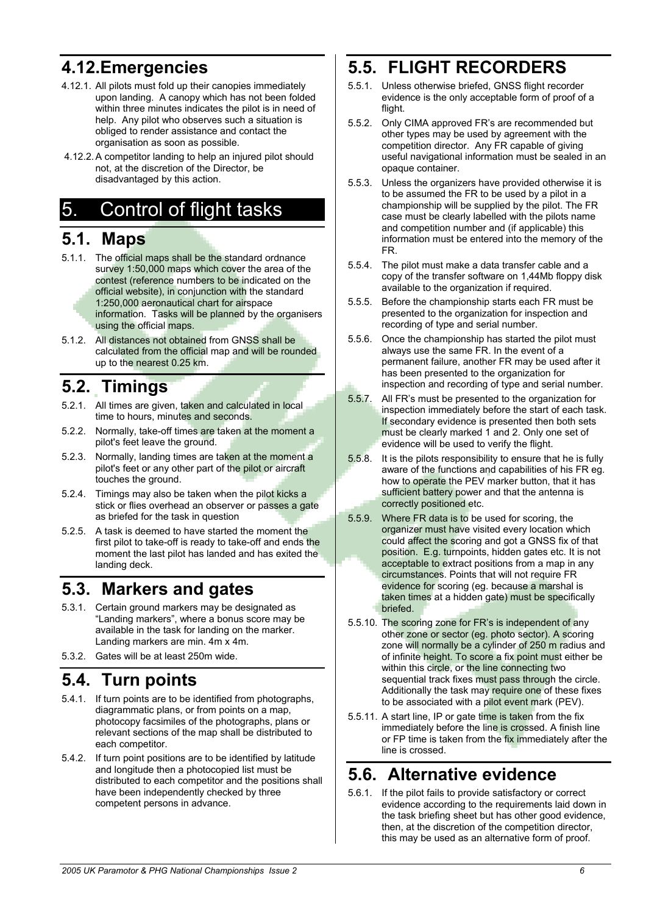## 4.12. Emergencies

4.12.1. All pilots must fold up their canopies immediately upon landing. A canopy which has not been folded within three minutes indicates the pilot is in need of help. Any pilot who observes such a situation is obliged to render assistance and contact the organisation as soon as possible.

4.12.2. A competitor landing to help an injured pilot should not, at the discretion of the Director, be disadvantaged by this action.

# 5. Control of flight tasks

## 5.1. Maps

5.1.1. The official maps shall be the standard ordnance survey 1:50,000 maps which cover the area of the contest (reference numbers to be indicated on the official website), in conjunction with the standard 1:250,000 aeronautical chart for airspace information. Tasks will be planned by the organisers using the official maps.

5.1.2. All distances not obtained from GNSS shall be calculated from the official map and will be rounded up to the nearest 0.25 km.

## 5.2. Timings

5.2.1. All times are given, taken and calculated in local time to hours, minutes and seconds.

5.2.2. Normally, take-off times are taken at the moment a pilot's feet leave the ground.

5.2.3. Normally, landing times are taken at the moment a pilot's feet or any other part of the pilot or aircraft touches the ground.

5.2.4. Timings may also be taken when the pilot kicks a stick or flies overhead an observer or passes a gate as briefed for the task in question

5.2.5. A task is deemed to have started the moment the first pilot to take-off is ready to take-off and ends the moment the last pilot has landed and has exited the landing deck.

## 5.3. Markers and gates

5.3.1. Certain ground markers may be designated as "Landing markers", where a bonus score may be available in the task for landing on the marker. Landing markers are min. 4m x 4m.

5.3.2. Gates will be at least 250m wide.

## 5.4. Turn points

5.4.1. If turn points are to be identified from photographs, diagrammatic plans, or from points on a map, photocopy facsimiles of the photographs, plans or relevant sections of the map shall be distributed to each competitor.

5.4.2. If turn point positions are to be identified by latitude and longitude then a photocopied list must be distributed to each competitor and the positions shall have been independently checked by three competent persons in advance.

## 5.5. FLIGHT RECORDERS

5.5.1. Unless otherwise briefed, GNSS flight recorder evidence is the only acceptable form of proof of a flight.

5.5.2. Only CIMA approved FR's are recommended but other types may be used by agreement with the competition director. Any FR capable of giving useful navigational information must be sealed in an opaque container.

5.5.3. Unless the organizers have provided otherwise it is to be assumed the FR to be used by a pilot in a championship will be supplied by the pilot. The FR case must be clearly labelled with the pilots name and competition number and (if applicable) this information must be entered into the memory of the FR.

5.5.4. The pilot must make a data transfer cable and a copy of the transfer software on 1,44Mb floppy disk available to the organization if required.

5.5.5. Before the championship starts each FR must be presented to the organization for inspection and recording of type and serial number.

5.5.6. Once the championship has started the pilot must always use the same FR. In the event of a permanent failure, another FR may be used after it has been presented to the organization for inspection and recording of type and serial number.

5.5.7. All FR's must be presented to the organization for inspection immediately before the start of each task. If secondary evidence is presented then both sets must be clearly marked 1 and 2. Only one set of evidence will be used to verify the flight.

5.5.8. It is the pilots responsibility to ensure that he is fully aware of the functions and capabilities of his FR eg. how to operate the PEV marker button, that it has sufficient battery power and that the antenna is correctly positioned etc.

5.5.9. Where FR data is to be used for scoring, the organizer must have visited every location which could affect the scoring and got a GNSS fix of that position. E.g. turnpoints, hidden gates etc. It is not acceptable to extract positions from a map in any circumstances. Points that will not require FR evidence for scoring (eg. because a marshal is taken times at a hidden gate) must be specifically briefed.

5.5.10. The scoring zone for FR's is independent of any other zone or sector (eg. photo sector). A scoring zone will normally be a cylinder of 250 m radius and of infinite height. To score a fix point must either be within this circle, or the line connecting two sequential track fixes must pass through the circle. Additionally the task may require one of these fixes to be associated with a pilot event mark (PEV).

5.5.11. A start line, IP or gate time is taken from the fix immediately before the line is crossed. A finish line or FP time is taken from the fix immediately after the line is crossed.

## 5.6. Alternative evidence

5.6.1. If the pilot fails to provide satisfactory or correct evidence according to the requirements laid down in the task briefing sheet but has other good evidence, then, at the discretion of the competition director, this may be used as an alternative form of proof.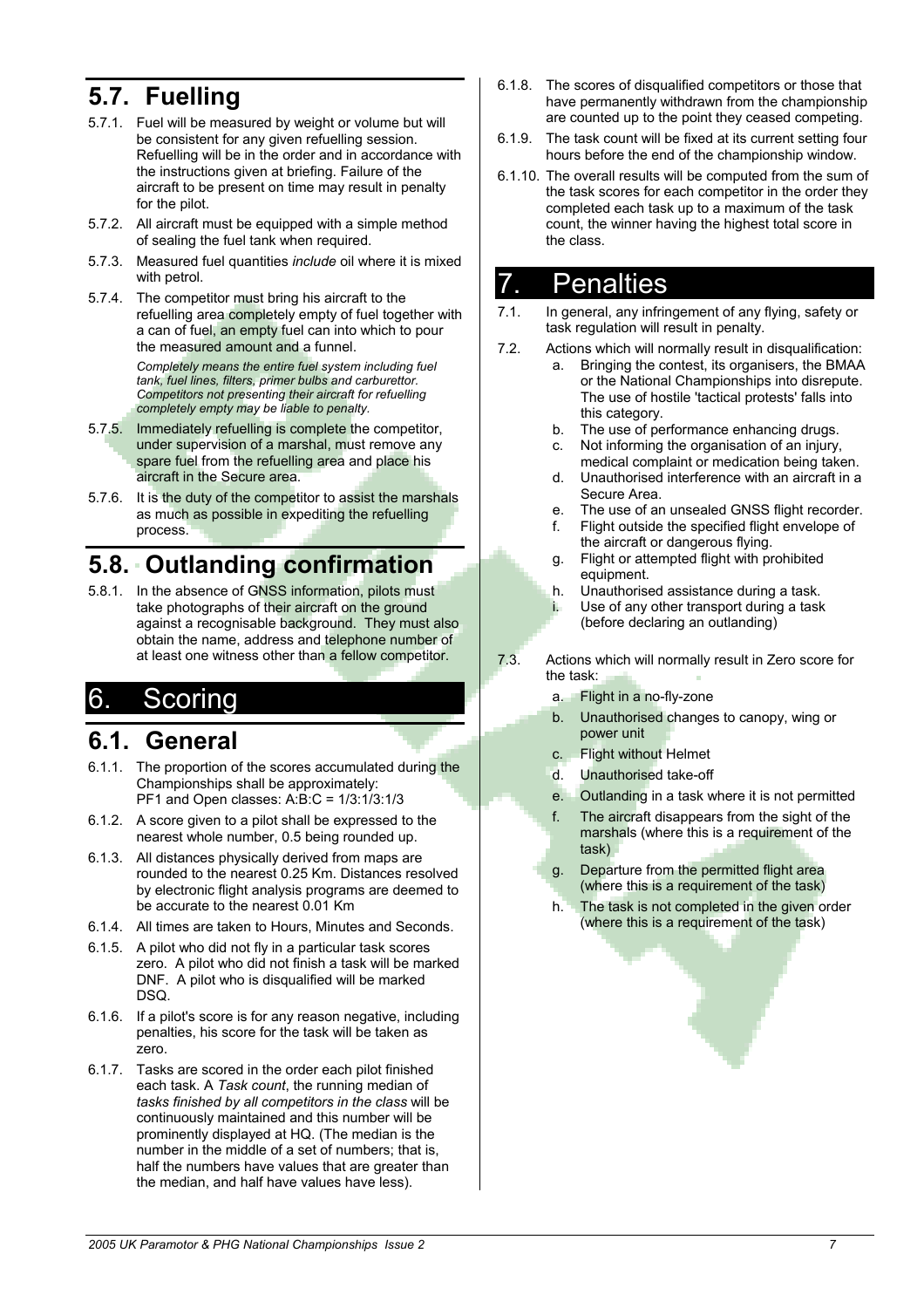## 5.7. Fuelling

5.7.1. Fuel will be measured by weight or volume but will be consistent for any given refuelling session. Refuelling will be in the order and in accordance with the instructions given at briefing. Failure of the aircraft to be present on time may result in penalty for the pilot.

5.7.2. All aircraft must be equipped with a simple method of sealing the fuel tank when required.

5.7.3. Measured fuel quantities *include* oil where it is mixed with petrol.

5.7.4. The competitor must bring his aircraft to the refuelling area completely empty of fuel together with a can of fuel, an empty fuel can into which to pour the measured amount and a funnel.

*Completely means the entire fuel system including fuel tank, fuel lines, filters, primer bulbs and carburettor. Competitors not presenting their aircraft for refuelling completely empty may be liable to penalty.*

5.7.5. Immediately refuelling is complete the competitor, under supervision of a marshal, must remove any spare fuel from the refuelling area and place his aircraft in the Secure area.

5.7.6. It is the duty of the competitor to assist the marshals as much as possible in expediting the refuelling process.

## 5.8. Outlanding confirmation

5.8.1. In the absence of GNSS information, pilots must take photographs of their aircraft on the ground against a recognisable background. They must also obtain the name, address and telephone number of at least one witness other than a fellow competitor.

# 6. Scoring

## 6.1. General

6.1.1. The proportion of the scores accumulated during the Championships shall be approximately: PF1 and Open classes: A:B:C = 1/3:1/3:1/3

6.1.2. A score given to a pilot shall be expressed to the nearest whole number, 0.5 being rounded up.

6.1.3. All distances physically derived from maps are rounded to the nearest 0.25 Km. Distances resolved by electronic flight analysis programs are deemed to be accurate to the nearest 0.01 Km

6.1.4. All times are taken to Hours, Minutes and Seconds.

6.1.5. A pilot who did not fly in a particular task scores zero. A pilot who did not finish a task will be marked DNF. A pilot who is disqualified will be marked DSQ.

6.1.6. If a pilot's score is for any reason negative, including penalties, his score for the task will be taken as zero.

6.1.7. Tasks are scored in the order each pilot finished each task. A *Task count*, the running median of *tasks finished by all competitors in the class* will be continuously maintained and this number will be prominently displayed at HQ. (The median is the number in the middle of a set of numbers; that is, half the numbers have values that are greater than the median, and half have values have less).

6.1.8. The scores of disqualified competitors or those that have permanently withdrawn from the championship are counted up to the point they ceased competing.

6.1.9. The task count will be fixed at its current setting four hours before the end of the championship window.

6.1.10. The overall results will be computed from the sum of the task scores for each competitor in the order they completed each task up to a maximum of the task count, the winner having the highest total score in the class.

# 7. Penalties

7.1. In general, any infringement of any flying, safety or task regulation will result in penalty.

7.2. Actions which will normally result in disqualification:

a. Bringing the contest, its organisers, the BMAA or the National Championships into disrepute. The use of hostile 'tactical protests' falls into this category.
b. The use of performance enhancing drugs.
c. Not informing the organisation of an injury, medical complaint or medication being taken.
d. Unauthorised interference with an aircraft in a Secure Area.
e. The use of an unsealed GNSS flight recorder.
f. Flight outside the specified flight envelope of the aircraft or dangerous flying.
g. Flight or attempted flight with prohibited equipment.
h. Unauthorised assistance during a task.
i. Use of any other transport during a task (before declaring an outlanding)

7.3. Actions which will normally result in Zero score for the task:

a. Flight in a no-fly-zone
b. Unauthorised changes to canopy, wing or power unit
c. Flight without Helmet
d. Unauthorised take-off
e. Outlanding in a task where it is not permitted
f. The aircraft disappears from the sight of the marshals (where this is a requirement of the task)
g. Departure from the permitted flight area (where this is a requirement of the task)
h. The task is not completed in the given order (where this is a requirement of the task)